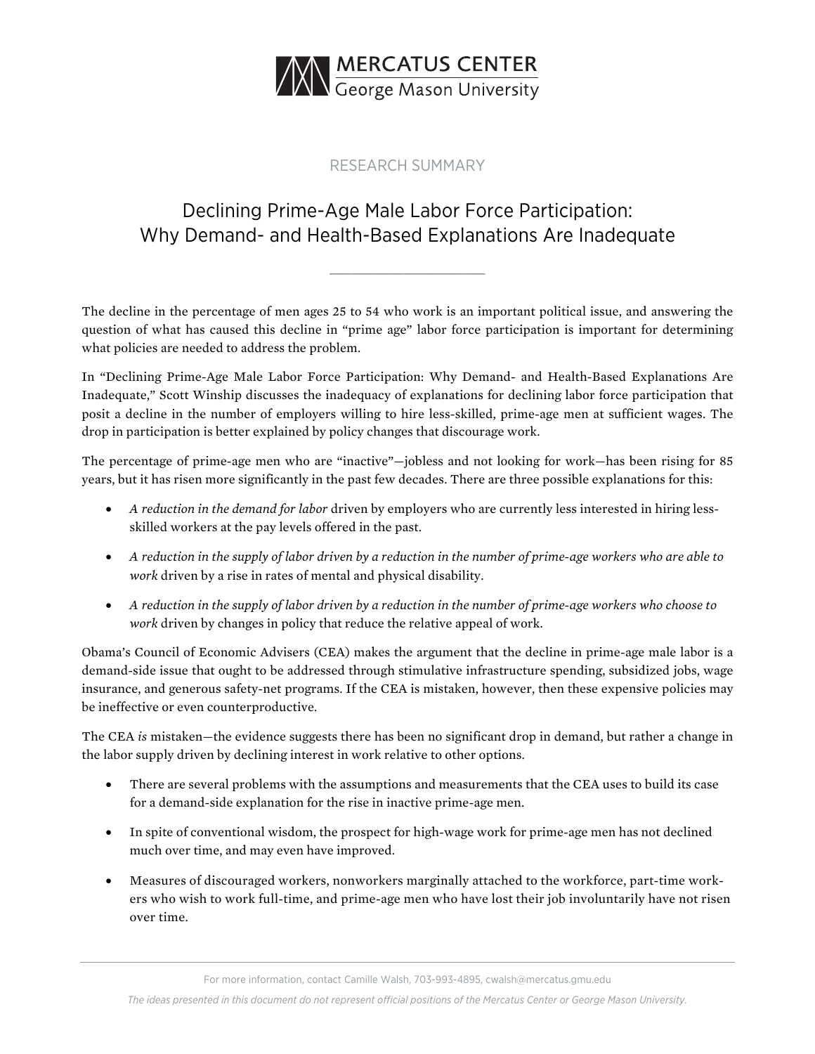MERCATUS CENTER
George Mason University

RESEARCH SUMMARY

# Declining Prime-Age Male Labor Force Participation: Why Demand- and Health-Based Explanations Are Inadequate

The decline in the percentage of men ages 25 to 54 who work is an important political issue, and answering the question of what has caused this decline in "prime age" labor force participation is important for determining what policies are needed to address the problem.

In "Declining Prime-Age Male Labor Force Participation: Why Demand- and Health-Based Explanations Are Inadequate," Scott Winship discusses the inadequacy of explanations for declining labor force participation that posit a decline in the number of employers willing to hire less-skilled, prime-age men at sufficient wages. The drop in participation is better explained by policy changes that discourage work.

The percentage of prime-age men who are "inactive"—jobless and not looking for work—has been rising for 85 years, but it has risen more significantly in the past few decades. There are three possible explanations for this:

- *A reduction in the demand for labor* driven by employers who are currently less interested in hiring less-skilled workers at the pay levels offered in the past.
- *A reduction in the supply of labor driven by a reduction in the number of prime-age workers who are able to work* driven by a rise in rates of mental and physical disability.
- *A reduction in the supply of labor driven by a reduction in the number of prime-age workers who choose to work* driven by changes in policy that reduce the relative appeal of work.

Obama's Council of Economic Advisers (CEA) makes the argument that the decline in prime-age male labor is a demand-side issue that ought to be addressed through stimulative infrastructure spending, subsidized jobs, wage insurance, and generous safety-net programs. If the CEA is mistaken, however, then these expensive policies may be ineffective or even counterproductive.

The CEA *is* mistaken—the evidence suggests there has been no significant drop in demand, but rather a change in the labor supply driven by declining interest in work relative to other options.

- There are several problems with the assumptions and measurements that the CEA uses to build its case for a demand-side explanation for the rise in inactive prime-age men.
- In spite of conventional wisdom, the prospect for high-wage work for prime-age men has not declined much over time, and may even have improved.
- Measures of discouraged workers, nonworkers marginally attached to the workforce, part-time workers who wish to work full-time, and prime-age men who have lost their job involuntarily have not risen over time.

For more information, contact Camille Walsh, 703-993-4895, cwalsh@mercatus.gmu.edu

*The ideas presented in this document do not represent official positions of the Mercatus Center or George Mason University.*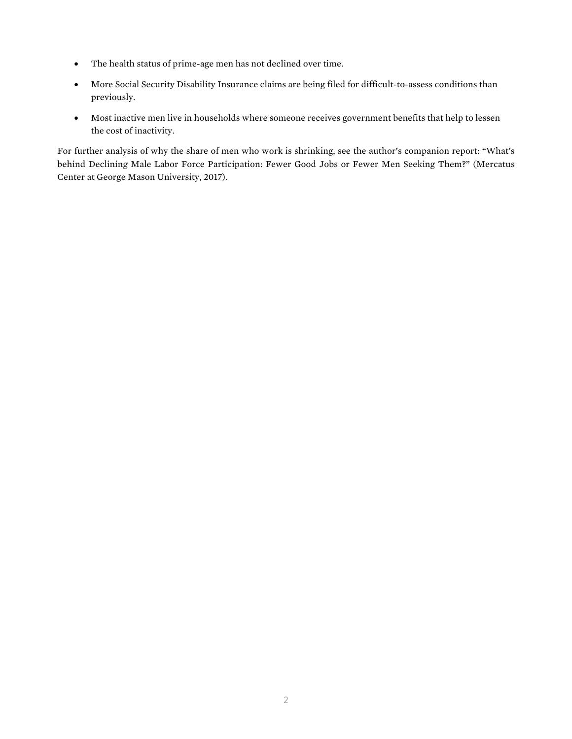- The health status of prime-age men has not declined over time.
- More Social Security Disability Insurance claims are being filed for difficult-to-assess conditions than previously.
- Most inactive men live in households where someone receives government benefits that help to lessen the cost of inactivity.

For further analysis of why the share of men who work is shrinking, see the author's companion report: "What's behind Declining Male Labor Force Participation: Fewer Good Jobs or Fewer Men Seeking Them?" (Mercatus Center at George Mason University, 2017).